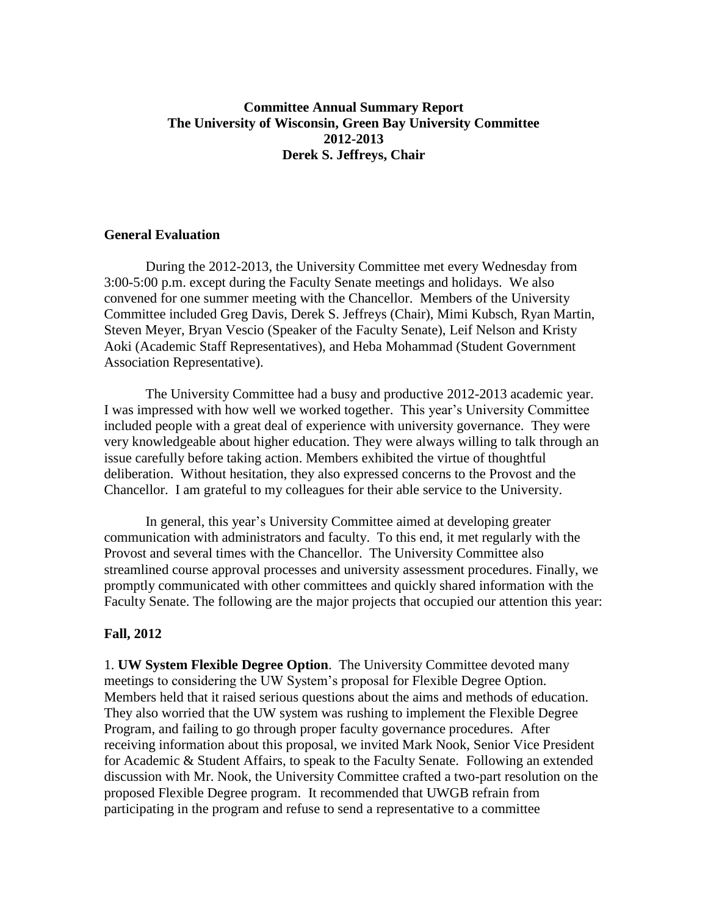**Committee Annual Summary Report**
**The University of Wisconsin, Green Bay University Committee**
**2012-2013**
**Derek S. Jeffreys, Chair**

## General Evaluation

During the 2012-2013, the University Committee met every Wednesday from 3:00-5:00 p.m. except during the Faculty Senate meetings and holidays. We also convened for one summer meeting with the Chancellor. Members of the University Committee included Greg Davis, Derek S. Jeffreys (Chair), Mimi Kubsch, Ryan Martin, Steven Meyer, Bryan Vescio (Speaker of the Faculty Senate), Leif Nelson and Kristy Aoki (Academic Staff Representatives), and Heba Mohammad (Student Government Association Representative).

The University Committee had a busy and productive 2012-2013 academic year. I was impressed with how well we worked together. This year's University Committee included people with a great deal of experience with university governance. They were very knowledgeable about higher education. They were always willing to talk through an issue carefully before taking action. Members exhibited the virtue of thoughtful deliberation. Without hesitation, they also expressed concerns to the Provost and the Chancellor. I am grateful to my colleagues for their able service to the University.

In general, this year's University Committee aimed at developing greater communication with administrators and faculty. To this end, it met regularly with the Provost and several times with the Chancellor. The University Committee also streamlined course approval processes and university assessment procedures. Finally, we promptly communicated with other committees and quickly shared information with the Faculty Senate. The following are the major projects that occupied our attention this year:

## Fall, 2012

1. **UW System Flexible Degree Option**. The University Committee devoted many meetings to considering the UW System's proposal for Flexible Degree Option. Members held that it raised serious questions about the aims and methods of education. They also worried that the UW system was rushing to implement the Flexible Degree Program, and failing to go through proper faculty governance procedures. After receiving information about this proposal, we invited Mark Nook, Senior Vice President for Academic & Student Affairs, to speak to the Faculty Senate. Following an extended discussion with Mr. Nook, the University Committee crafted a two-part resolution on the proposed Flexible Degree program. It recommended that UWGB refrain from participating in the program and refuse to send a representative to a committee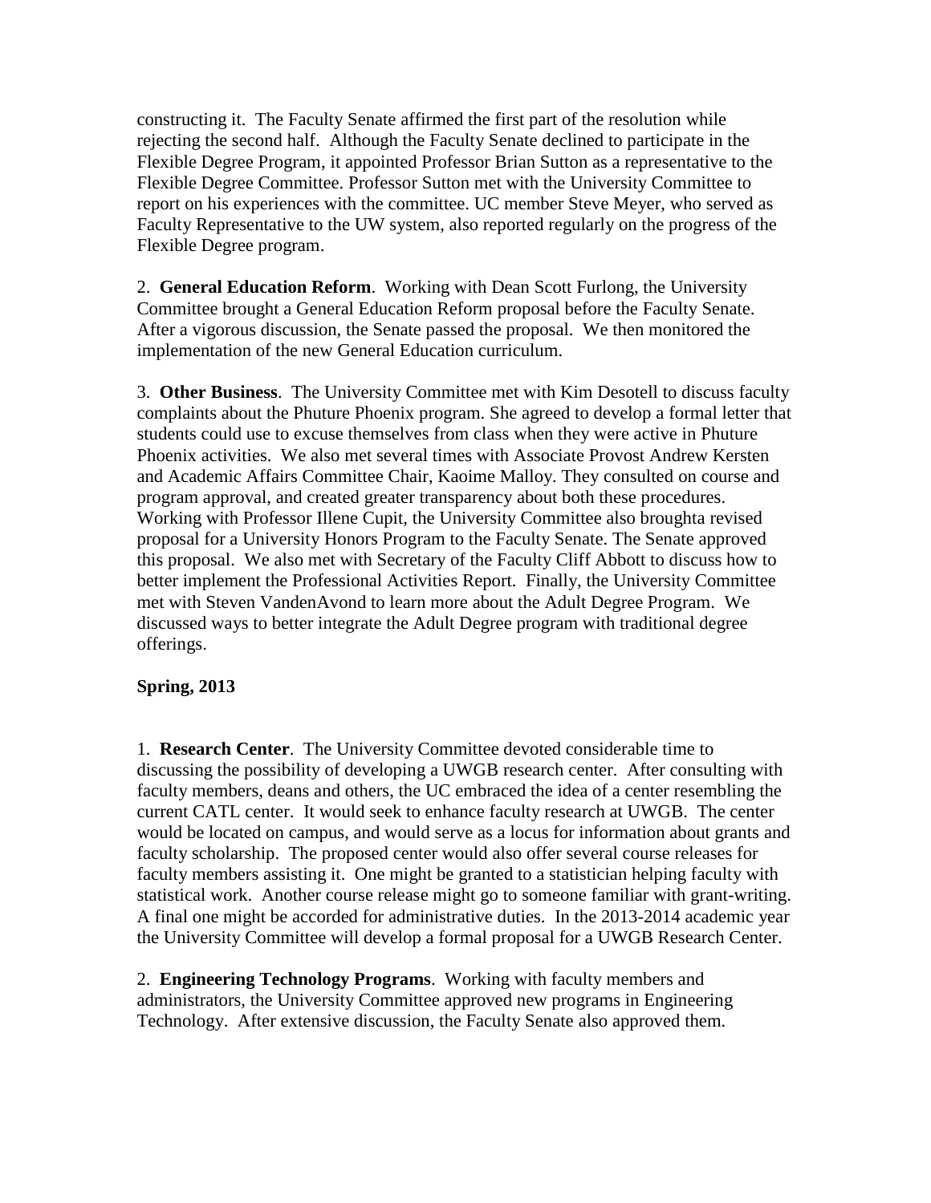constructing it. The Faculty Senate affirmed the first part of the resolution while rejecting the second half. Although the Faculty Senate declined to participate in the Flexible Degree Program, it appointed Professor Brian Sutton as a representative to the Flexible Degree Committee. Professor Sutton met with the University Committee to report on his experiences with the committee. UC member Steve Meyer, who served as Faculty Representative to the UW system, also reported regularly on the progress of the Flexible Degree program.

2. **General Education Reform**. Working with Dean Scott Furlong, the University Committee brought a General Education Reform proposal before the Faculty Senate. After a vigorous discussion, the Senate passed the proposal. We then monitored the implementation of the new General Education curriculum.

3. **Other Business**. The University Committee met with Kim Desotell to discuss faculty complaints about the Phuture Phoenix program. She agreed to develop a formal letter that students could use to excuse themselves from class when they were active in Phuture Phoenix activities. We also met several times with Associate Provost Andrew Kersten and Academic Affairs Committee Chair, Kaoime Malloy. They consulted on course and program approval, and created greater transparency about both these procedures. Working with Professor Illene Cupit, the University Committee also broughta revised proposal for a University Honors Program to the Faculty Senate. The Senate approved this proposal. We also met with Secretary of the Faculty Cliff Abbott to discuss how to better implement the Professional Activities Report. Finally, the University Committee met with Steven VandenAvond to learn more about the Adult Degree Program. We discussed ways to better integrate the Adult Degree program with traditional degree offerings.

**Spring, 2013**

1. **Research Center**. The University Committee devoted considerable time to discussing the possibility of developing a UWGB research center. After consulting with faculty members, deans and others, the UC embraced the idea of a center resembling the current CATL center. It would seek to enhance faculty research at UWGB. The center would be located on campus, and would serve as a locus for information about grants and faculty scholarship. The proposed center would also offer several course releases for faculty members assisting it. One might be granted to a statistician helping faculty with statistical work. Another course release might go to someone familiar with grant-writing. A final one might be accorded for administrative duties. In the 2013-2014 academic year the University Committee will develop a formal proposal for a UWGB Research Center.

2. **Engineering Technology Programs**. Working with faculty members and administrators, the University Committee approved new programs in Engineering Technology. After extensive discussion, the Faculty Senate also approved them.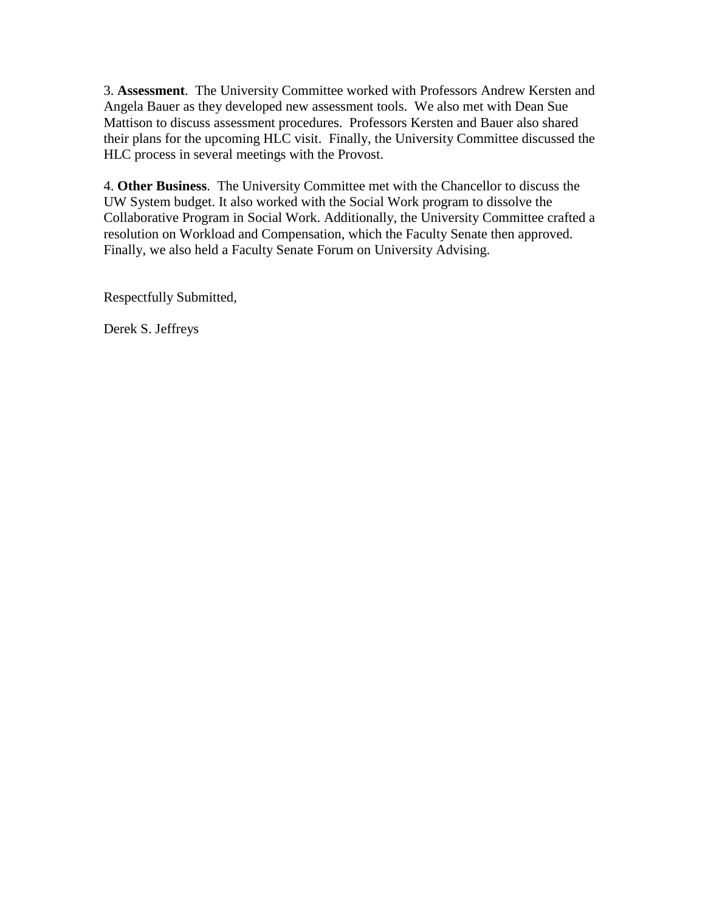3. **Assessment**. The University Committee worked with Professors Andrew Kersten and Angela Bauer as they developed new assessment tools. We also met with Dean Sue Mattison to discuss assessment procedures. Professors Kersten and Bauer also shared their plans for the upcoming HLC visit. Finally, the University Committee discussed the HLC process in several meetings with the Provost.

4. **Other Business**. The University Committee met with the Chancellor to discuss the UW System budget. It also worked with the Social Work program to dissolve the Collaborative Program in Social Work. Additionally, the University Committee crafted a resolution on Workload and Compensation, which the Faculty Senate then approved. Finally, we also held a Faculty Senate Forum on University Advising.

Respectfully Submitted,

Derek S. Jeffreys